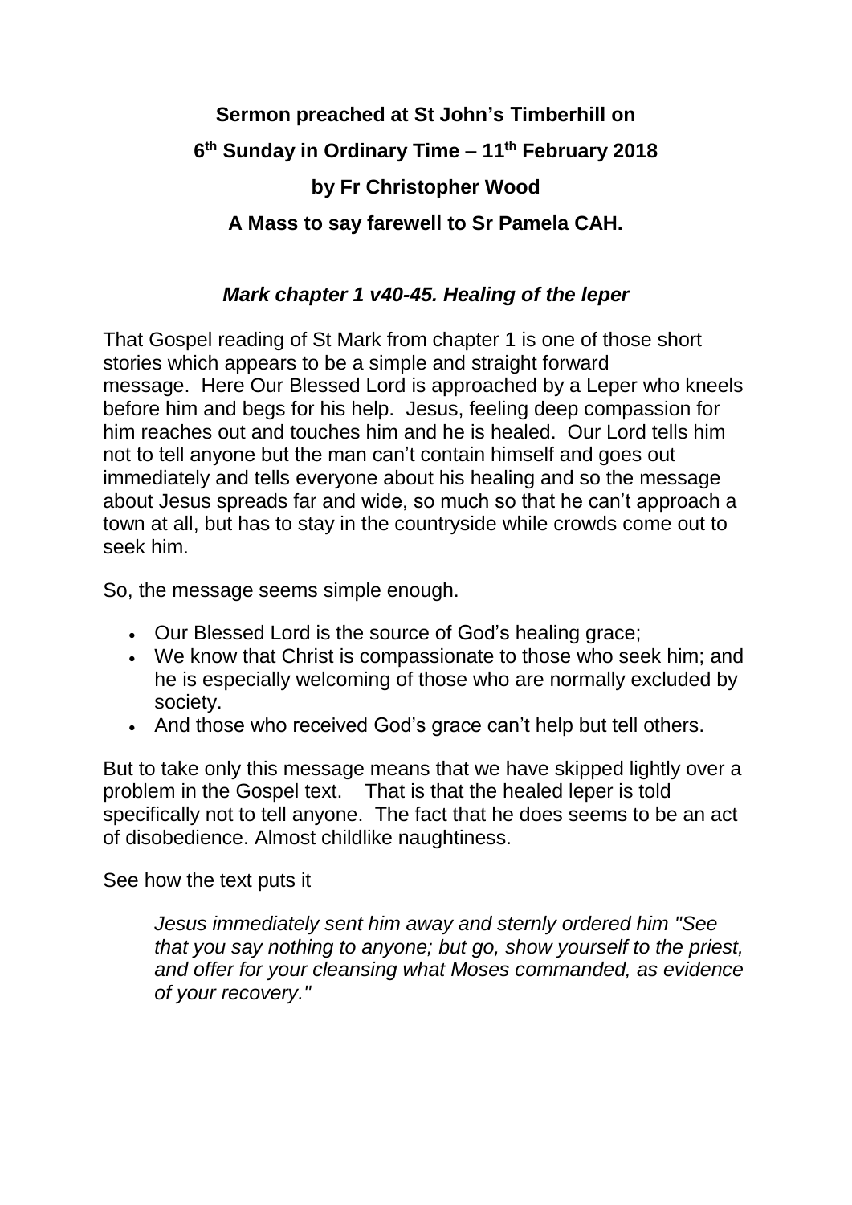**Sermon preached at St John's Timberhill on**

**6th Sunday in Ordinary Time – 11th February 2018**

**by Fr Christopher Wood**

**A Mass to say farewell to Sr Pamela CAH.**

***Mark chapter 1 v40-45. Healing of the leper***

That Gospel reading of St Mark from chapter 1 is one of those short stories which appears to be a simple and straight forward message. Here Our Blessed Lord is approached by a Leper who kneels before him and begs for his help. Jesus, feeling deep compassion for him reaches out and touches him and he is healed. Our Lord tells him not to tell anyone but the man can't contain himself and goes out immediately and tells everyone about his healing and so the message about Jesus spreads far and wide, so much so that he can't approach a town at all, but has to stay in the countryside while crowds come out to seek him.

So, the message seems simple enough.

- Our Blessed Lord is the source of God's healing grace;
- We know that Christ is compassionate to those who seek him; and he is especially welcoming of those who are normally excluded by society.
- And those who received God's grace can't help but tell others.

But to take only this message means that we have skipped lightly over a problem in the Gospel text. That is that the healed leper is told specifically not to tell anyone. The fact that he does seems to be an act of disobedience. Almost childlike naughtiness.

See how the text puts it

> *Jesus immediately sent him away and sternly ordered him "See that you say nothing to anyone; but go, show yourself to the priest, and offer for your cleansing what Moses commanded, as evidence of your recovery."*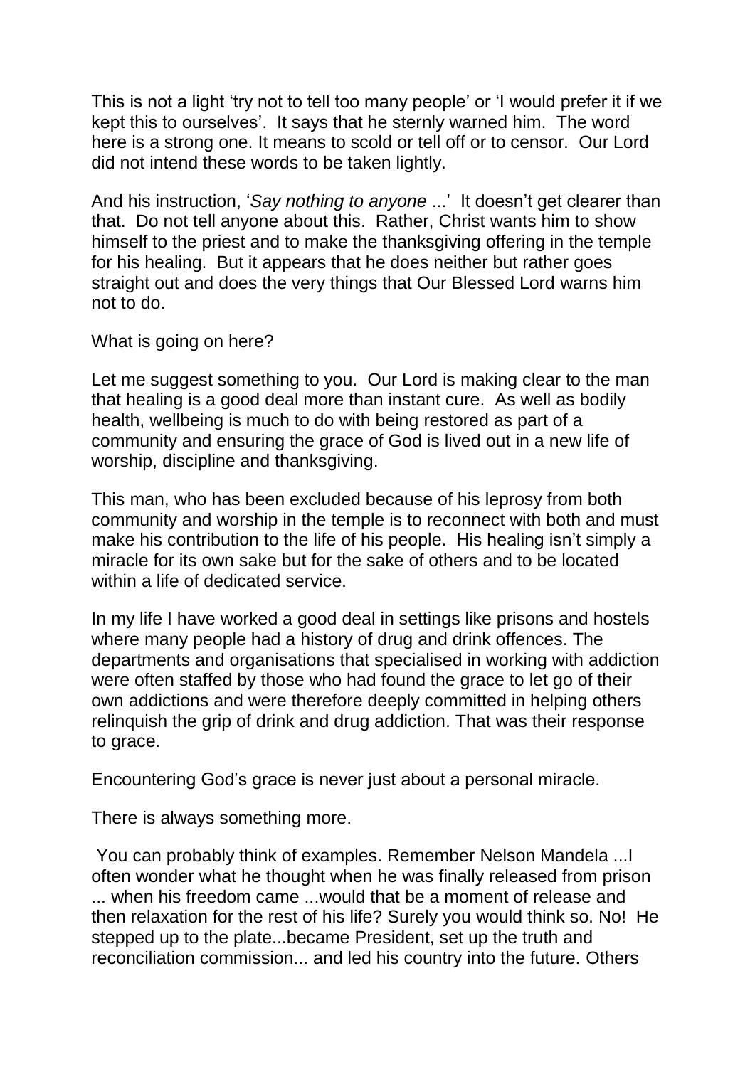This is not a light 'try not to tell too many people' or 'I would prefer it if we kept this to ourselves'. It says that he sternly warned him. The word here is a strong one. It means to scold or tell off or to censor. Our Lord did not intend these words to be taken lightly.

And his instruction, '*Say nothing to anyone* ...' It doesn't get clearer than that. Do not tell anyone about this. Rather, Christ wants him to show himself to the priest and to make the thanksgiving offering in the temple for his healing. But it appears that he does neither but rather goes straight out and does the very things that Our Blessed Lord warns him not to do.

What is going on here?

Let me suggest something to you. Our Lord is making clear to the man that healing is a good deal more than instant cure. As well as bodily health, wellbeing is much to do with being restored as part of a community and ensuring the grace of God is lived out in a new life of worship, discipline and thanksgiving.

This man, who has been excluded because of his leprosy from both community and worship in the temple is to reconnect with both and must make his contribution to the life of his people. His healing isn't simply a miracle for its own sake but for the sake of others and to be located within a life of dedicated service.

In my life I have worked a good deal in settings like prisons and hostels where many people had a history of drug and drink offences. The departments and organisations that specialised in working with addiction were often staffed by those who had found the grace to let go of their own addictions and were therefore deeply committed in helping others relinquish the grip of drink and drug addiction. That was their response to grace.

Encountering God's grace is never just about a personal miracle.

There is always something more.

You can probably think of examples. Remember Nelson Mandela ...I often wonder what he thought when he was finally released from prison ... when his freedom came ...would that be a moment of release and then relaxation for the rest of his life? Surely you would think so. No! He stepped up to the plate...became President, set up the truth and reconciliation commission... and led his country into the future. Others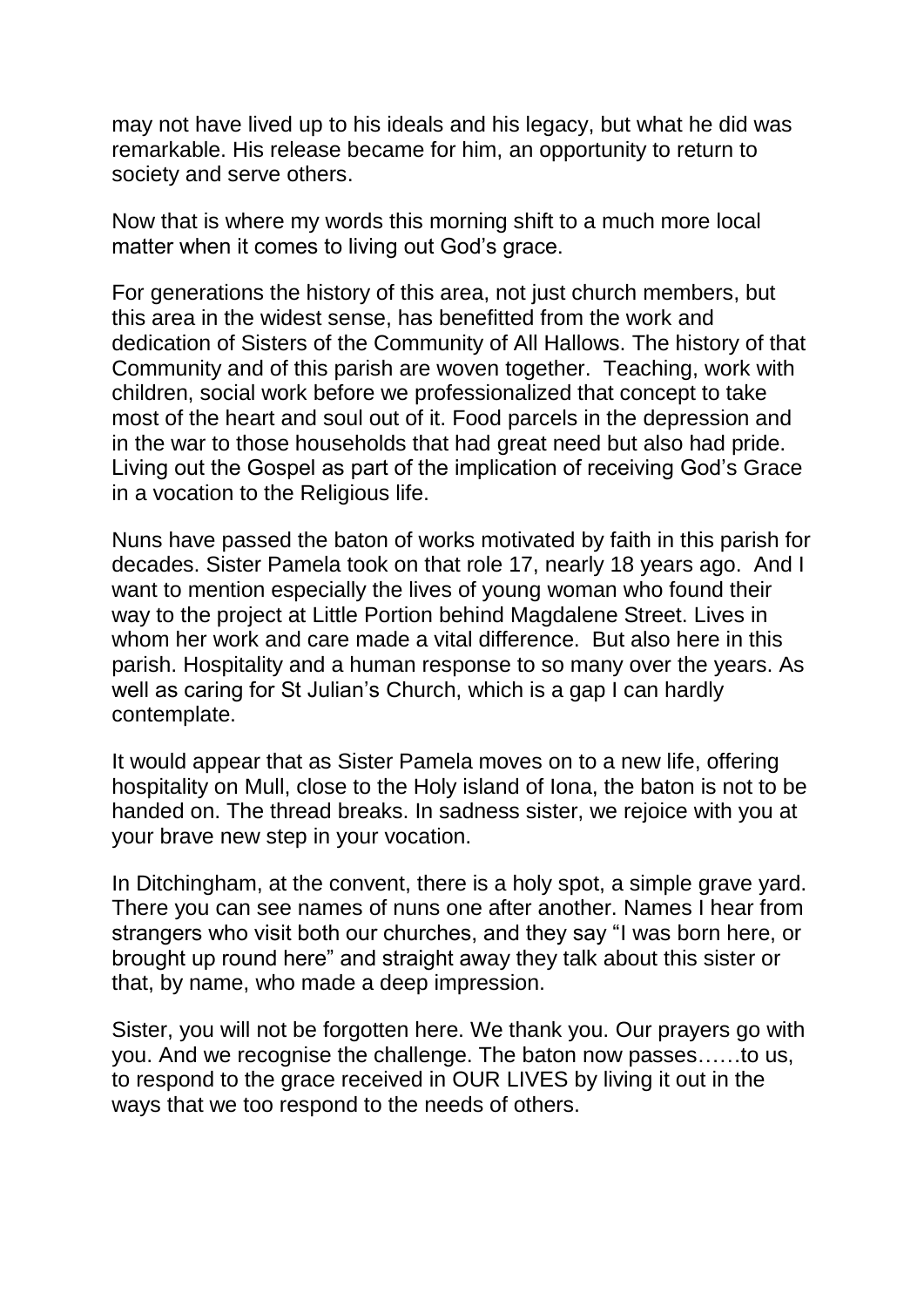may not have lived up to his ideals and his legacy, but what he did was remarkable. His release became for him, an opportunity to return to society and serve others.

Now that is where my words this morning shift to a much more local matter when it comes to living out God's grace.

For generations the history of this area, not just church members, but this area in the widest sense, has benefitted from the work and dedication of Sisters of the Community of All Hallows. The history of that Community and of this parish are woven together. Teaching, work with children, social work before we professionalized that concept to take most of the heart and soul out of it. Food parcels in the depression and in the war to those households that had great need but also had pride. Living out the Gospel as part of the implication of receiving God's Grace in a vocation to the Religious life.

Nuns have passed the baton of works motivated by faith in this parish for decades. Sister Pamela took on that role 17, nearly 18 years ago. And I want to mention especially the lives of young woman who found their way to the project at Little Portion behind Magdalene Street. Lives in whom her work and care made a vital difference. But also here in this parish. Hospitality and a human response to so many over the years. As well as caring for St Julian's Church, which is a gap I can hardly contemplate.

It would appear that as Sister Pamela moves on to a new life, offering hospitality on Mull, close to the Holy island of Iona, the baton is not to be handed on. The thread breaks. In sadness sister, we rejoice with you at your brave new step in your vocation.

In Ditchingham, at the convent, there is a holy spot, a simple grave yard. There you can see names of nuns one after another. Names I hear from strangers who visit both our churches, and they say "I was born here, or brought up round here" and straight away they talk about this sister or that, by name, who made a deep impression.

Sister, you will not be forgotten here. We thank you. Our prayers go with you. And we recognise the challenge. The baton now passes……to us, to respond to the grace received in OUR LIVES by living it out in the ways that we too respond to the needs of others.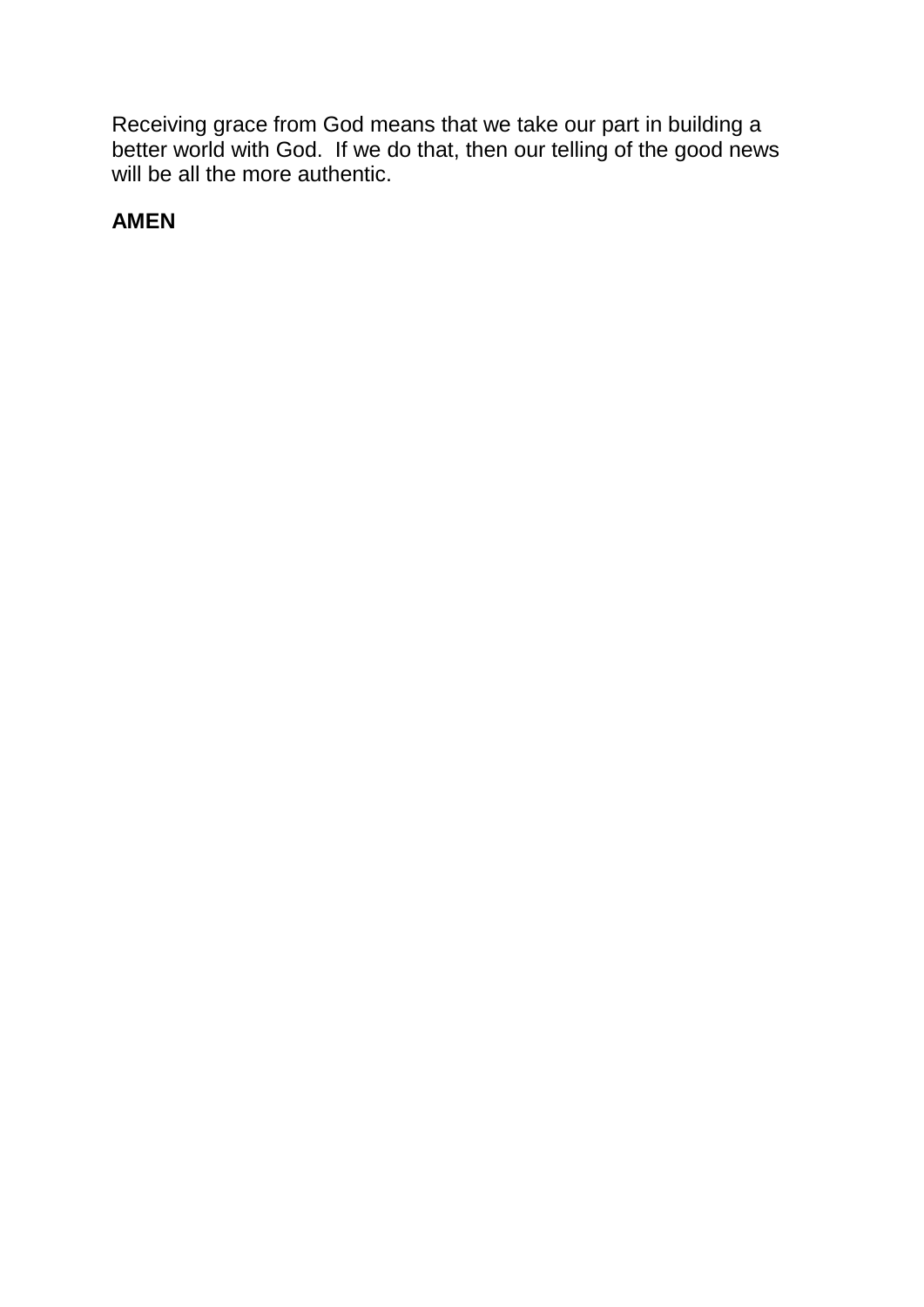Receiving grace from God means that we take our part in building a better world with God.  If we do that, then our telling of the good news will be all the more authentic.

**AMEN**